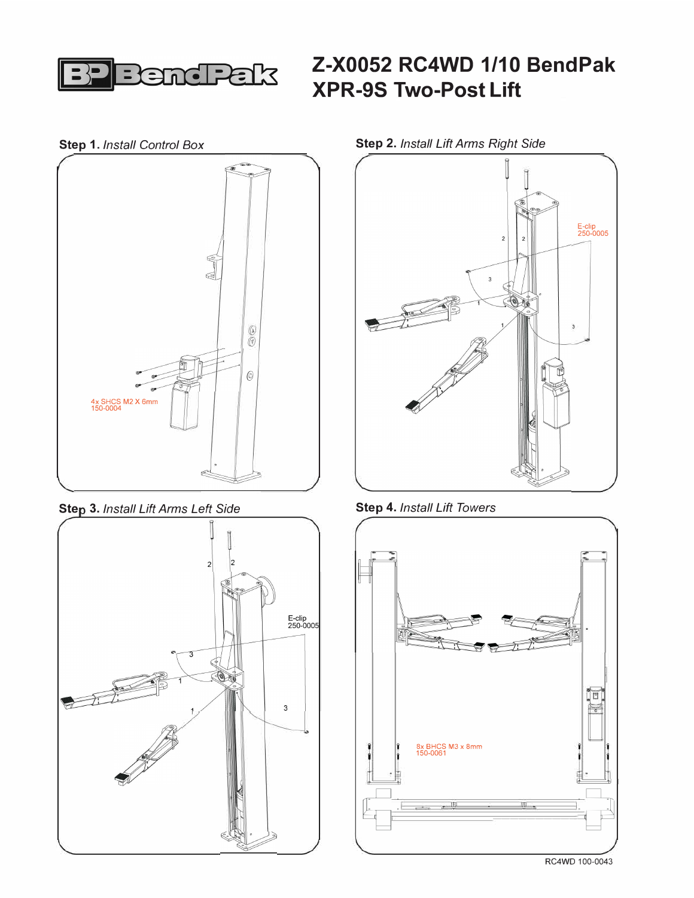BendPak

# Z-X0052 RC4WD 1/10 BendPak XPR-9S Two-Post Lift

**Step 1.** *Install Control Box*

4x SHCS M2 X 6mm
150-0004

**Step 2.** *Install Lift Arms Right Side*

E-clip
250-0005

2 2 3 1 1 3

**Step 3.** *Install Lift Arms Left Side*

E-clip
250-0005

2 2 3 1 1 3

**Step 4.** *Install Lift Towers*

8x BHCS M3 x 8mm
150-0061

RC4WD 100-0043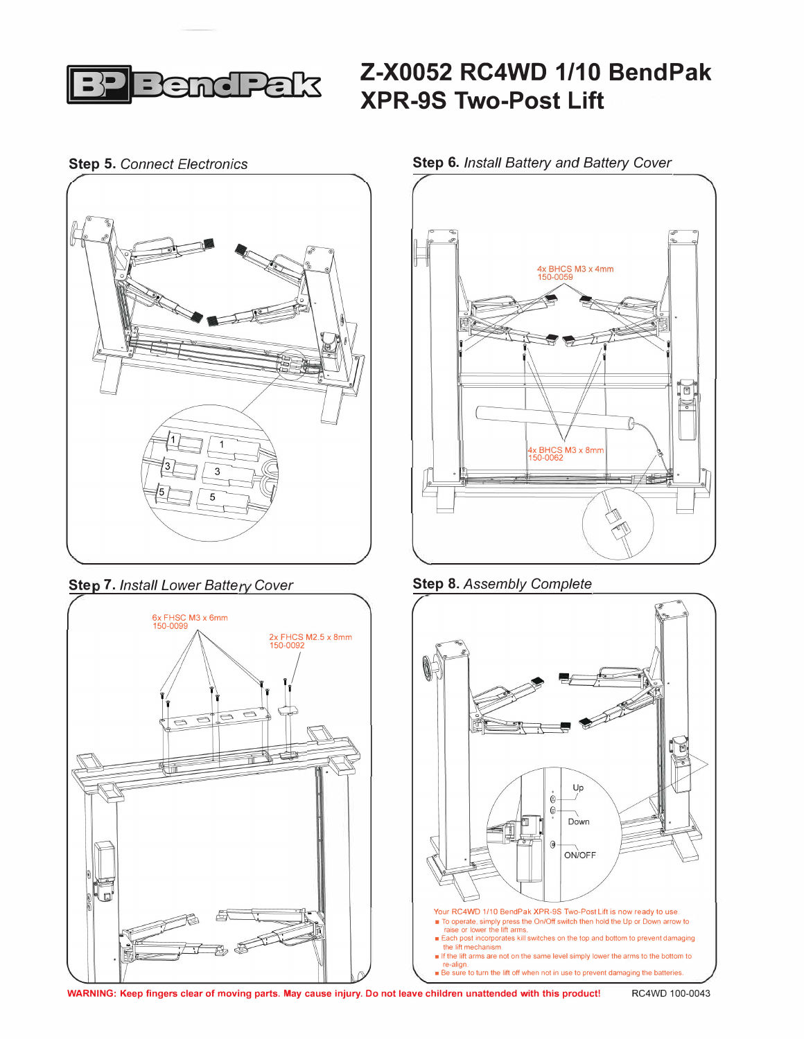# Z-X0052 RC4WD 1/10 BendPak XPR-9S Two-Post Lift

## Step 5. *Connect Electronics*

1
1
3
3
5
5

## Step 6. *Install Battery and Battery Cover*

4x BHCS M3 x 4mm
150-0059

4x BHCS M3 x 8mm
150-0062

## Step 7. *Install Lower Battery Cover*

6x FHSC M3 x 6mm
150-0099

2x FHCS M2.5 x 8mm
150-0092

## Step 8. *Assembly Complete*

Up
Down
ON/OFF

Your RC4WD 1/10 BendPak XPR-9S Two-Post Lift is now ready to use.

- To operate, simply press the On/Off switch then hold the Up or Down arrow to raise or lower the lift arms.
- Each post incorporates kill switches on the top and bottom to prevent damaging the lift mechanism.
- If the lift arms are not on the same level simply lower the arms to the bottom to re-align.
- Be sure to turn the lift off when not in use to prevent damaging the batteries.

**WARNING: Keep fingers clear of moving parts. May cause injury. Do not leave children unattended with this product!**

RC4WD 100-0043